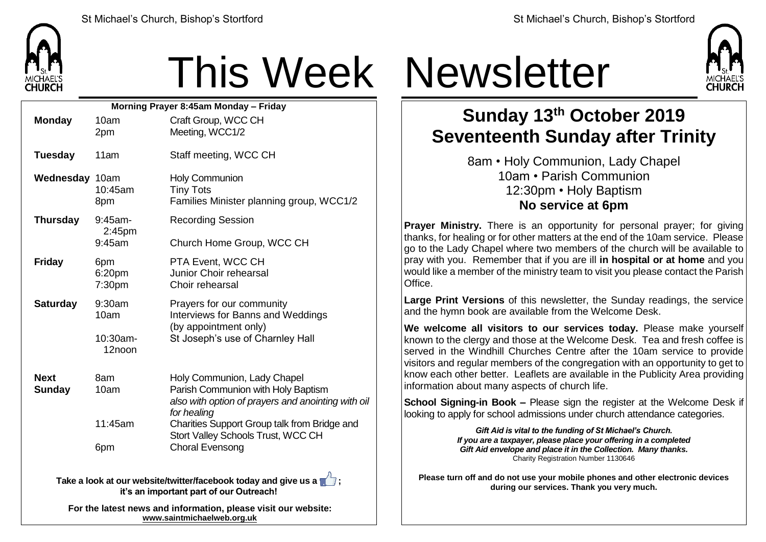# This Week Newsletter

**Morning Prayer 8:45am Monday – Friday**

| Day | Time | Event |
|---|---|---|
| **Monday** | 10am | Craft Group, WCC CH |
| | 2pm | Meeting, WCC1/2 |
| **Tuesday** | 11am | Staff meeting, WCC CH |
| **Wednesday** | 10am | Holy Communion |
| | 10:45am | Tiny Tots |
| | 8pm | Families Minister planning group, WCC1/2 |
| **Thursday** | 9:45am-2:45pm | Recording Session |
| | 9:45am | Church Home Group, WCC CH |
| **Friday** | 6pm | PTA Event, WCC CH |
| | 6:20pm | Junior Choir rehearsal |
| | 7:30pm | Choir rehearsal |
| **Saturday** | 9:30am | Prayers for our community |
| | 10am | Interviews for Banns and Weddings (by appointment only) |
| | 10:30am-12noon | St Joseph's use of Charnley Hall |
| **Next Sunday** | 8am | Holy Communion, Lady Chapel |
| | 10am | Parish Communion with Holy Baptism *also with option of prayers and anointing with oil for healing* |
| | 11:45am | Charities Support Group talk from Bridge and Stort Valley Schools Trust, WCC CH |
| | 6pm | Choral Evensong |

**Take a look at our website/twitter/facebook today and give us a 👍; it's an important part of our Outreach!**

**For the latest news and information, please visit our website: www.saintmichaelweb.org.uk**

## Sunday 13th October 2019
## Seventeenth Sunday after Trinity

8am • Holy Communion, Lady Chapel
10am • Parish Communion
12:30pm • Holy Baptism
**No service at 6pm**

**Prayer Ministry.** There is an opportunity for personal prayer; for giving thanks, for healing or for other matters at the end of the 10am service. Please go to the Lady Chapel where two members of the church will be available to pray with you. Remember that if you are ill **in hospital or at home** and you would like a member of the ministry team to visit you please contact the Parish Office.

**Large Print Versions** of this newsletter, the Sunday readings, the service and the hymn book are available from the Welcome Desk.

**We welcome all visitors to our services today.** Please make yourself known to the clergy and those at the Welcome Desk. Tea and fresh coffee is served in the Windhill Churches Centre after the 10am service to provide visitors and regular members of the congregation with an opportunity to get to know each other better. Leaflets are available in the Publicity Area providing information about many aspects of church life.

**School Signing-in Book –** Please sign the register at the Welcome Desk if looking to apply for school admissions under church attendance categories.

***Gift Aid is vital to the funding of St Michael's Church. If you are a taxpayer, please place your offering in a completed Gift Aid envelope and place it in the Collection. Many thanks.***
Charity Registration Number 1130646

**Please turn off and do not use your mobile phones and other electronic devices during our services. Thank you very much.**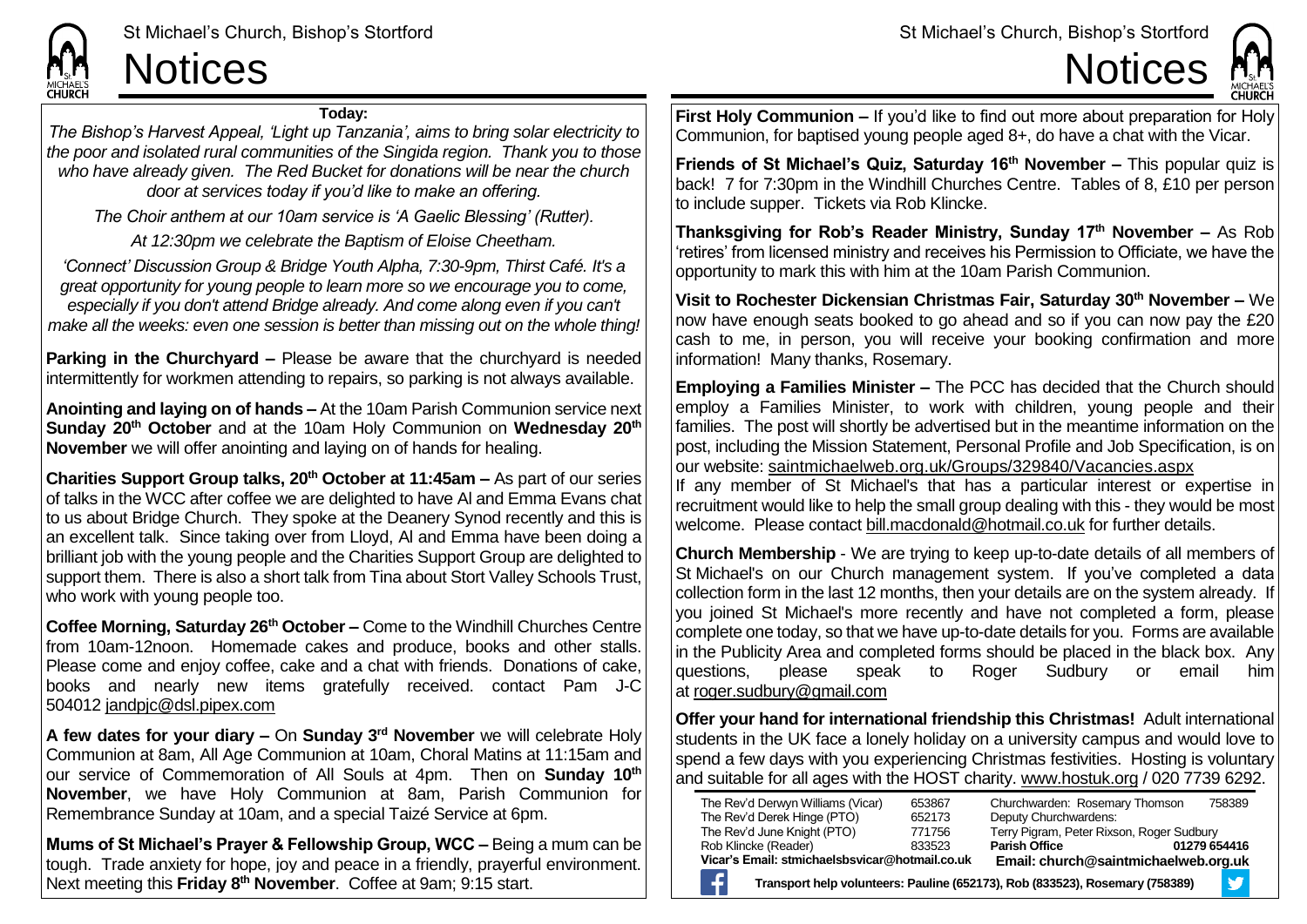# Notices

**Today:**

*The Bishop's Harvest Appeal, 'Light up Tanzania', aims to bring solar electricity to the poor and isolated rural communities of the Singida region. Thank you to those who have already given. The Red Bucket for donations will be near the church door at services today if you'd like to make an offering.*

*The Choir anthem at our 10am service is 'A Gaelic Blessing' (Rutter).*

*At 12:30pm we celebrate the Baptism of Eloise Cheetham.*

*'Connect' Discussion Group & Bridge Youth Alpha, 7:30-9pm, Thirst Café. It's a great opportunity for young people to learn more so we encourage you to come, especially if you don't attend Bridge already. And come along even if you can't make all the weeks: even one session is better than missing out on the whole thing!*

**Parking in the Churchyard –** Please be aware that the churchyard is needed intermittently for workmen attending to repairs, so parking is not always available.

**Anointing and laying on of hands –** At the 10am Parish Communion service next **Sunday 20th October** and at the 10am Holy Communion on **Wednesday 20th November** we will offer anointing and laying on of hands for healing.

**Charities Support Group talks, 20th October at 11:45am –** As part of our series of talks in the WCC after coffee we are delighted to have Al and Emma Evans chat to us about Bridge Church. They spoke at the Deanery Synod recently and this is an excellent talk. Since taking over from Lloyd, Al and Emma have been doing a brilliant job with the young people and the Charities Support Group are delighted to support them. There is also a short talk from Tina about Stort Valley Schools Trust, who work with young people too.

**Coffee Morning, Saturday 26th October –** Come to the Windhill Churches Centre from 10am-12noon. Homemade cakes and produce, books and other stalls. Please come and enjoy coffee, cake and a chat with friends. Donations of cake, books and nearly new items gratefully received. contact Pam J-C 504012 jandpjc@dsl.pipex.com

**A few dates for your diary –** On **Sunday 3rd November** we will celebrate Holy Communion at 8am, All Age Communion at 10am, Choral Matins at 11:15am and our service of Commemoration of All Souls at 4pm. Then on **Sunday 10th November**, we have Holy Communion at 8am, Parish Communion for Remembrance Sunday at 10am, and a special Taizé Service at 6pm.

**Mums of St Michael's Prayer & Fellowship Group, WCC –** Being a mum can be tough. Trade anxiety for hope, joy and peace in a friendly, prayerful environment. Next meeting this **Friday 8th November**. Coffee at 9am; 9:15 start.

**First Holy Communion –** If you'd like to find out more about preparation for Holy Communion, for baptised young people aged 8+, do have a chat with the Vicar.

**Friends of St Michael's Quiz, Saturday 16th November –** This popular quiz is back! 7 for 7:30pm in the Windhill Churches Centre. Tables of 8, £10 per person to include supper. Tickets via Rob Klincke.

**Thanksgiving for Rob's Reader Ministry, Sunday 17th November –** As Rob 'retires' from licensed ministry and receives his Permission to Officiate, we have the opportunity to mark this with him at the 10am Parish Communion.

**Visit to Rochester Dickensian Christmas Fair, Saturday 30th November –** We now have enough seats booked to go ahead and so if you can now pay the £20 cash to me, in person, you will receive your booking confirmation and more information! Many thanks, Rosemary.

**Employing a Families Minister –** The PCC has decided that the Church should employ a Families Minister, to work with children, young people and their families. The post will shortly be advertised but in the meantime information on the post, including the Mission Statement, Personal Profile and Job Specification, is on our website: saintmichaelweb.org.uk/Groups/329840/Vacancies.aspx

If any member of St Michael's that has a particular interest or expertise in recruitment would like to help the small group dealing with this - they would be most welcome. Please contact bill.macdonald@hotmail.co.uk for further details.

**Church Membership** - We are trying to keep up-to-date details of all members of St Michael's on our Church management system. If you've completed a data collection form in the last 12 months, then your details are on the system already. If you joined St Michael's more recently and have not completed a form, please complete one today, so that we have up-to-date details for you. Forms are available in the Publicity Area and completed forms should be placed in the black box. Any questions, please speak to Roger Sudbury or email him at roger.sudbury@gmail.com

**Offer your hand for international friendship this Christmas!** Adult international students in the UK face a lonely holiday on a university campus and would love to spend a few days with you experiencing Christmas festivities. Hosting is voluntary and suitable for all ages with the HOST charity. www.hostuk.org / 020 7739 6292.

| | | | |
|---|---|---|---|
| The Rev'd Derwyn Williams (Vicar) | 653867 | Churchwarden: Rosemary Thomson | 758389 |
| The Rev'd Derek Hinge (PTO) | 652173 | Deputy Churchwardens: | |
| The Rev'd June Knight (PTO) | 771756 | Terry Pigram, Peter Rixson, Roger Sudbury | |
| Rob Klincke (Reader) | 833523 | **Parish Office** | **01279 654416** |
| **Vicar's Email: stmichaelsbsvicar@hotmail.co.uk** | | **Email: church@saintmichaelweb.org.uk** | |

**Transport help volunteers: Pauline (652173), Rob (833523), Rosemary (758389)**